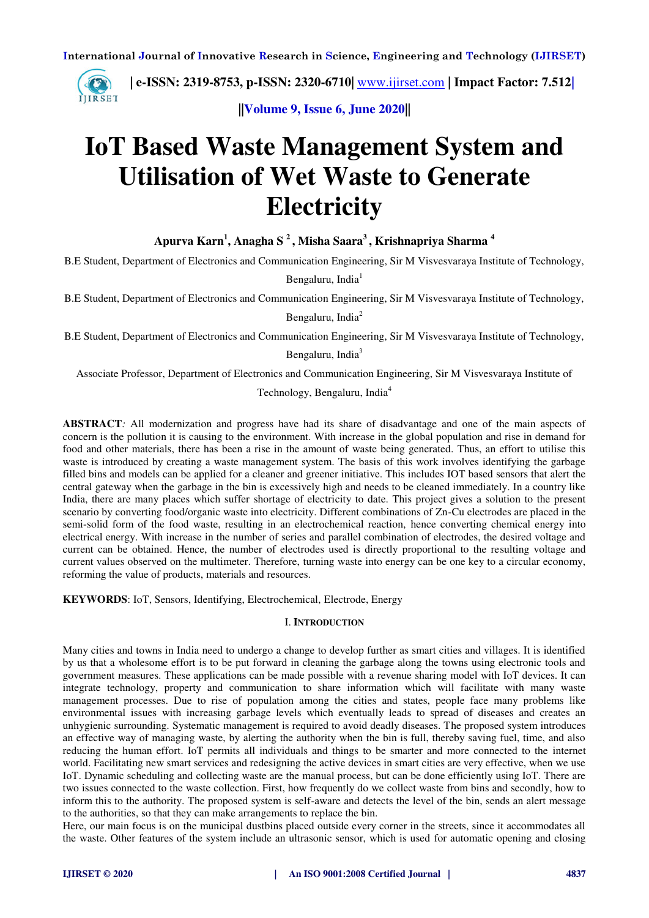# IoT Based Waste Management System and Utilisation of Wet Waste to Generate Electricity

**Apurva Karn[1], Anagha S [2], Misha Saara[3], Krishnapriya Sharma [4]**

B.E Student, Department of Electronics and Communication Engineering, Sir M Visvesvaraya Institute of Technology, Bengaluru, India[1]

B.E Student, Department of Electronics and Communication Engineering, Sir M Visvesvaraya Institute of Technology, Bengaluru, India[2]

B.E Student, Department of Electronics and Communication Engineering, Sir M Visvesvaraya Institute of Technology, Bengaluru, India[3]

Associate Professor, Department of Electronics and Communication Engineering, Sir M Visvesvaraya Institute of Technology, Bengaluru, India[4]

**ABSTRACT***:* All modernization and progress have had its share of disadvantage and one of the main aspects of concern is the pollution it is causing to the environment. With increase in the global population and rise in demand for food and other materials, there has been a rise in the amount of waste being generated. Thus, an effort to utilise this waste is introduced by creating a waste management system. The basis of this work involves identifying the garbage filled bins and models can be applied for a cleaner and greener initiative. This includes IOT based sensors that alert the central gateway when the garbage in the bin is excessively high and needs to be cleaned immediately. In a country like India, there are many places which suffer shortage of electricity to date. This project gives a solution to the present scenario by converting food/organic waste into electricity. Different combinations of Zn-Cu electrodes are placed in the semi-solid form of the food waste, resulting in an electrochemical reaction, hence converting chemical energy into electrical energy. With increase in the number of series and parallel combination of electrodes, the desired voltage and current can be obtained. Hence, the number of electrodes used is directly proportional to the resulting voltage and current values observed on the multimeter. Therefore, turning waste into energy can be one key to a circular economy, reforming the value of products, materials and resources.

**KEYWORDS**: IoT, Sensors, Identifying, Electrochemical, Electrode, Energy

## I. INTRODUCTION

Many cities and towns in India need to undergo a change to develop further as smart cities and villages. It is identified by us that a wholesome effort is to be put forward in cleaning the garbage along the towns using electronic tools and government measures. These applications can be made possible with a revenue sharing model with IoT devices. It can integrate technology, property and communication to share information which will facilitate with many waste management processes. Due to rise of population among the cities and states, people face many problems like environmental issues with increasing garbage levels which eventually leads to spread of diseases and creates an unhygienic surrounding. Systematic management is required to avoid deadly diseases. The proposed system introduces an effective way of managing waste, by alerting the authority when the bin is full, thereby saving fuel, time, and also reducing the human effort. IoT permits all individuals and things to be smarter and more connected to the internet world. Facilitating new smart services and redesigning the active devices in smart cities are very effective, when we use IoT. Dynamic scheduling and collecting waste are the manual process, but can be done efficiently using IoT. There are two issues connected to the waste collection. First, how frequently do we collect waste from bins and secondly, how to inform this to the authority. The proposed system is self-aware and detects the level of the bin, sends an alert message to the authorities, so that they can make arrangements to replace the bin.

Here, our main focus is on the municipal dustbins placed outside every corner in the streets, since it accommodates all the waste. Other features of the system include an ultrasonic sensor, which is used for automatic opening and closing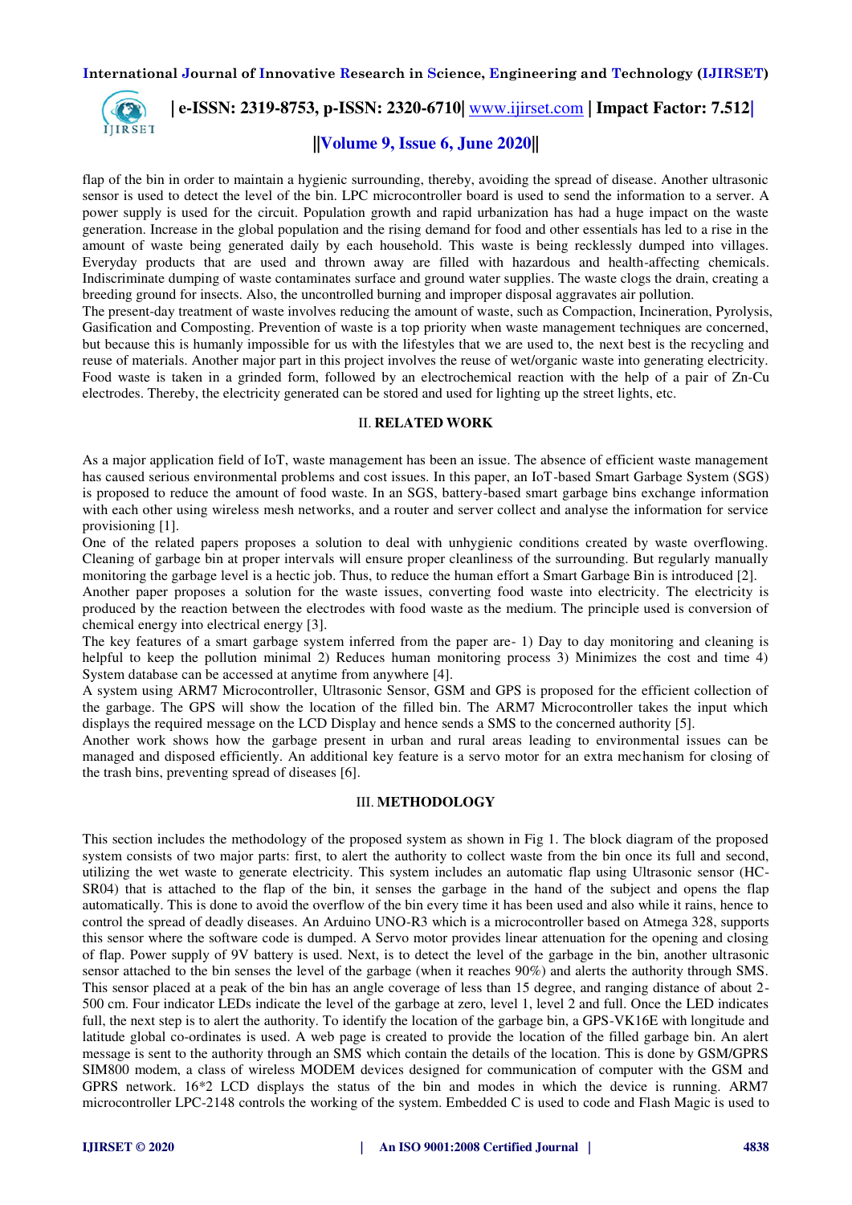flap of the bin in order to maintain a hygienic surrounding, thereby, avoiding the spread of disease. Another ultrasonic sensor is used to detect the level of the bin. LPC microcontroller board is used to send the information to a server. A power supply is used for the circuit. Population growth and rapid urbanization has had a huge impact on the waste generation. Increase in the global population and the rising demand for food and other essentials has led to a rise in the amount of waste being generated daily by each household. This waste is being recklessly dumped into villages. Everyday products that are used and thrown away are filled with hazardous and health-affecting chemicals. Indiscriminate dumping of waste contaminates surface and ground water supplies. The waste clogs the drain, creating a breeding ground for insects. Also, the uncontrolled burning and improper disposal aggravates air pollution.

The present-day treatment of waste involves reducing the amount of waste, such as Compaction, Incineration, Pyrolysis, Gasification and Composting. Prevention of waste is a top priority when waste management techniques are concerned, but because this is humanly impossible for us with the lifestyles that we are used to, the next best is the recycling and reuse of materials. Another major part in this project involves the reuse of wet/organic waste into generating electricity. Food waste is taken in a grinded form, followed by an electrochemical reaction with the help of a pair of Zn-Cu electrodes. Thereby, the electricity generated can be stored and used for lighting up the street lights, etc.

## II. RELATED WORK

As a major application field of IoT, waste management has been an issue. The absence of efficient waste management has caused serious environmental problems and cost issues. In this paper, an IoT-based Smart Garbage System (SGS) is proposed to reduce the amount of food waste. In an SGS, battery-based smart garbage bins exchange information with each other using wireless mesh networks, and a router and server collect and analyse the information for service provisioning [1].

One of the related papers proposes a solution to deal with unhygienic conditions created by waste overflowing. Cleaning of garbage bin at proper intervals will ensure proper cleanliness of the surrounding. But regularly manually monitoring the garbage level is a hectic job. Thus, to reduce the human effort a Smart Garbage Bin is introduced [2].

Another paper proposes a solution for the waste issues, converting food waste into electricity. The electricity is produced by the reaction between the electrodes with food waste as the medium. The principle used is conversion of chemical energy into electrical energy [3].

The key features of a smart garbage system inferred from the paper are- 1) Day to day monitoring and cleaning is helpful to keep the pollution minimal 2) Reduces human monitoring process 3) Minimizes the cost and time 4) System database can be accessed at anytime from anywhere [4].

A system using ARM7 Microcontroller, Ultrasonic Sensor, GSM and GPS is proposed for the efficient collection of the garbage. The GPS will show the location of the filled bin. The ARM7 Microcontroller takes the input which displays the required message on the LCD Display and hence sends a SMS to the concerned authority [5].

Another work shows how the garbage present in urban and rural areas leading to environmental issues can be managed and disposed efficiently. An additional key feature is a servo motor for an extra mechanism for closing of the trash bins, preventing spread of diseases [6].

## III. METHODOLOGY

This section includes the methodology of the proposed system as shown in Fig 1. The block diagram of the proposed system consists of two major parts: first, to alert the authority to collect waste from the bin once its full and second, utilizing the wet waste to generate electricity. This system includes an automatic flap using Ultrasonic sensor (HC-SR04) that is attached to the flap of the bin, it senses the garbage in the hand of the subject and opens the flap automatically. This is done to avoid the overflow of the bin every time it has been used and also while it rains, hence to control the spread of deadly diseases. An Arduino UNO-R3 which is a microcontroller based on Atmega 328, supports this sensor where the software code is dumped. A Servo motor provides linear attenuation for the opening and closing of flap. Power supply of 9V battery is used. Next, is to detect the level of the garbage in the bin, another ultrasonic sensor attached to the bin senses the level of the garbage (when it reaches 90%) and alerts the authority through SMS. This sensor placed at a peak of the bin has an angle coverage of less than 15 degree, and ranging distance of about 2-500 cm. Four indicator LEDs indicate the level of the garbage at zero, level 1, level 2 and full. Once the LED indicates full, the next step is to alert the authority. To identify the location of the garbage bin, a GPS-VK16E with longitude and latitude global co-ordinates is used. A web page is created to provide the location of the filled garbage bin. An alert message is sent to the authority through an SMS which contain the details of the location. This is done by GSM/GPRS SIM800 modem, a class of wireless MODEM devices designed for communication of computer with the GSM and GPRS network. 16*2 LCD displays the status of the bin and modes in which the device is running. ARM7 microcontroller LPC-2148 controls the working of the system. Embedded C is used to code and Flash Magic is used to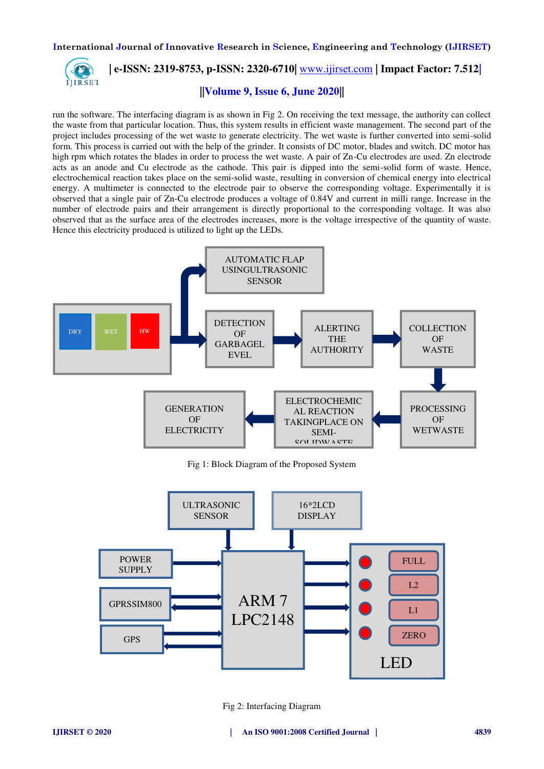run the software. The interfacing diagram is as shown in Fig 2. On receiving the text message, the authority can collect the waste from that particular location. Thus, this system results in efficient waste management. The second part of the project includes processing of the wet waste to generate electricity. The wet waste is further converted into semi-solid form. This process is carried out with the help of the grinder. It consists of DC motor, blades and switch. DC motor has high rpm which rotates the blades in order to process the wet waste. A pair of Zn-Cu electrodes are used. Zn electrode acts as an anode and Cu electrode as the cathode. This pair is dipped into the semi-solid form of waste. Hence, electrochemical reaction takes place on the semi-solid waste, resulting in conversion of chemical energy into electrical energy. A multimeter is connected to the electrode pair to observe the corresponding voltage. Experimentally it is observed that a single pair of Zn-Cu electrode produces a voltage of 0.84V and current in milli range. Increase in the number of electrode pairs and their arrangement is directly proportional to the corresponding voltage. It was also observed that as the surface area of the electrodes increases, more is the voltage irrespective of the quantity of waste. Hence this electricity produced is utilized to light up the LEDs.

Fig 1: Block Diagram of the Proposed System

Fig 2: Interfacing Diagram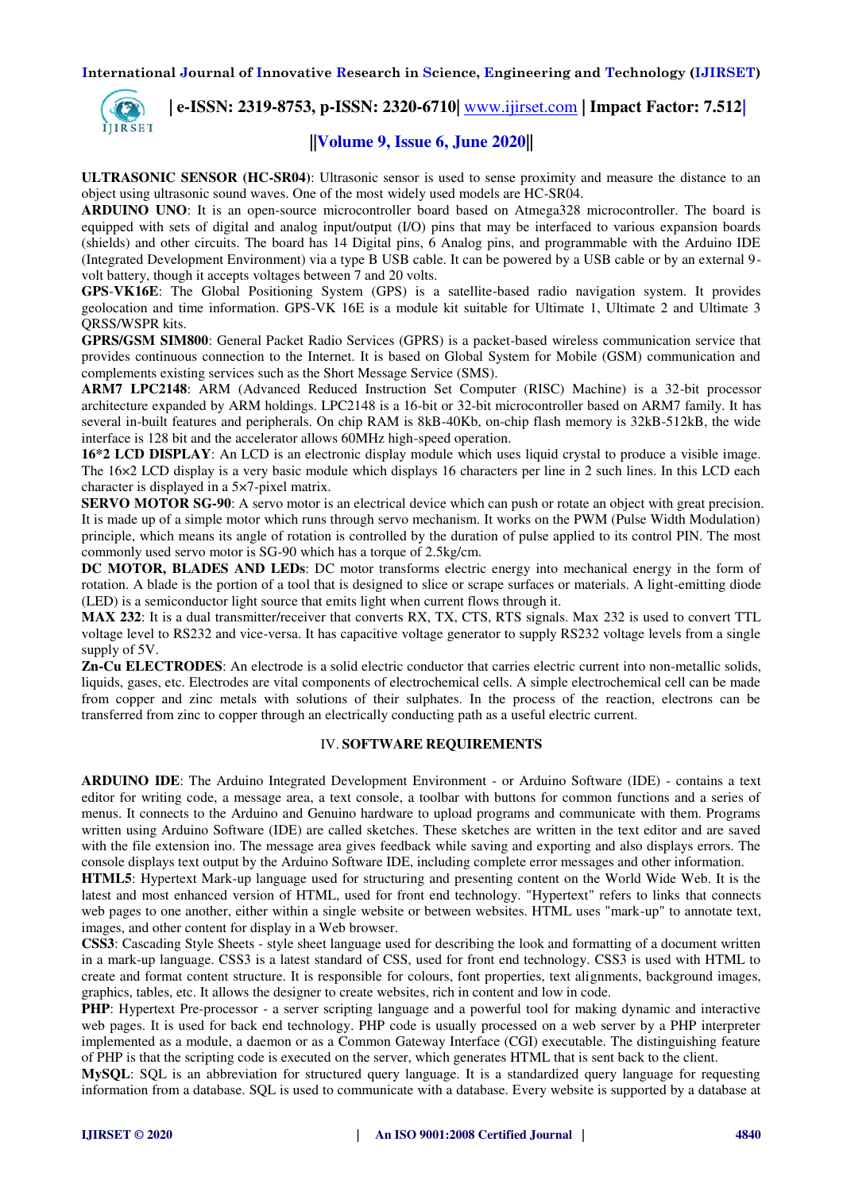**ULTRASONIC SENSOR (HC-SR04)**: Ultrasonic sensor is used to sense proximity and measure the distance to an object using ultrasonic sound waves. One of the most widely used models are HC-SR04.

**ARDUINO UNO**: It is an open-source microcontroller board based on Atmega328 microcontroller. The board is equipped with sets of digital and analog input/output (I/O) pins that may be interfaced to various expansion boards (shields) and other circuits. The board has 14 Digital pins, 6 Analog pins, and programmable with the Arduino IDE (Integrated Development Environment) via a type B USB cable. It can be powered by a USB cable or by an external 9-volt battery, though it accepts voltages between 7 and 20 volts.

**GPS-VK16E**: The Global Positioning System (GPS) is a satellite-based radio navigation system. It provides geolocation and time information. GPS-VK 16E is a module kit suitable for Ultimate 1, Ultimate 2 and Ultimate 3 QRSS/WSPR kits.

**GPRS/GSM SIM800**: General Packet Radio Services (GPRS) is a packet-based wireless communication service that provides continuous connection to the Internet. It is based on Global System for Mobile (GSM) communication and complements existing services such as the Short Message Service (SMS).

**ARM7 LPC2148**: ARM (Advanced Reduced Instruction Set Computer (RISC) Machine) is a 32-bit processor architecture expanded by ARM holdings. LPC2148 is a 16-bit or 32-bit microcontroller based on ARM7 family. It has several in-built features and peripherals. On chip RAM is 8kB-40Kb, on-chip flash memory is 32kB-512kB, the wide interface is 128 bit and the accelerator allows 60MHz high-speed operation.

**16*2 LCD DISPLAY**: An LCD is an electronic display module which uses liquid crystal to produce a visible image. The 16×2 LCD display is a very basic module which displays 16 characters per line in 2 such lines. In this LCD each character is displayed in a 5×7-pixel matrix.

**SERVO MOTOR SG-90**: A servo motor is an electrical device which can push or rotate an object with great precision. It is made up of a simple motor which runs through servo mechanism. It works on the PWM (Pulse Width Modulation) principle, which means its angle of rotation is controlled by the duration of pulse applied to its control PIN. The most commonly used servo motor is SG-90 which has a torque of 2.5kg/cm.

**DC MOTOR, BLADES AND LEDs**: DC motor transforms electric energy into mechanical energy in the form of rotation. A blade is the portion of a tool that is designed to slice or scrape surfaces or materials. A light-emitting diode (LED) is a semiconductor light source that emits light when current flows through it.

**MAX 232**: It is a dual transmitter/receiver that converts RX, TX, CTS, RTS signals. Max 232 is used to convert TTL voltage level to RS232 and vice-versa. It has capacitive voltage generator to supply RS232 voltage levels from a single supply of 5V.

**Zn-Cu ELECTRODES**: An electrode is a solid electric conductor that carries electric current into non-metallic solids, liquids, gases, etc. Electrodes are vital components of electrochemical cells. A simple electrochemical cell can be made from copper and zinc metals with solutions of their sulphates. In the process of the reaction, electrons can be transferred from zinc to copper through an electrically conducting path as a useful electric current.

## IV. SOFTWARE REQUIREMENTS

**ARDUINO IDE**: The Arduino Integrated Development Environment - or Arduino Software (IDE) - contains a text editor for writing code, a message area, a text console, a toolbar with buttons for common functions and a series of menus. It connects to the Arduino and Genuino hardware to upload programs and communicate with them. Programs written using Arduino Software (IDE) are called sketches. These sketches are written in the text editor and are saved with the file extension ino. The message area gives feedback while saving and exporting and also displays errors. The console displays text output by the Arduino Software IDE, including complete error messages and other information.

**HTML5**: Hypertext Mark-up language used for structuring and presenting content on the World Wide Web. It is the latest and most enhanced version of HTML, used for front end technology. "Hypertext" refers to links that connects web pages to one another, either within a single website or between websites. HTML uses "mark-up" to annotate text, images, and other content for display in a Web browser.

**CSS3**: Cascading Style Sheets - style sheet language used for describing the look and formatting of a document written in a mark-up language. CSS3 is a latest standard of CSS, used for front end technology. CSS3 is used with HTML to create and format content structure. It is responsible for colours, font properties, text alignments, background images, graphics, tables, etc. It allows the designer to create websites, rich in content and low in code.

**PHP**: Hypertext Pre-processor - a server scripting language and a powerful tool for making dynamic and interactive web pages. It is used for back end technology. PHP code is usually processed on a web server by a PHP interpreter implemented as a module, a daemon or as a Common Gateway Interface (CGI) executable. The distinguishing feature of PHP is that the scripting code is executed on the server, which generates HTML that is sent back to the client.

**MySQL**: SQL is an abbreviation for structured query language. It is a standardized query language for requesting information from a database. SQL is used to communicate with a database. Every website is supported by a database at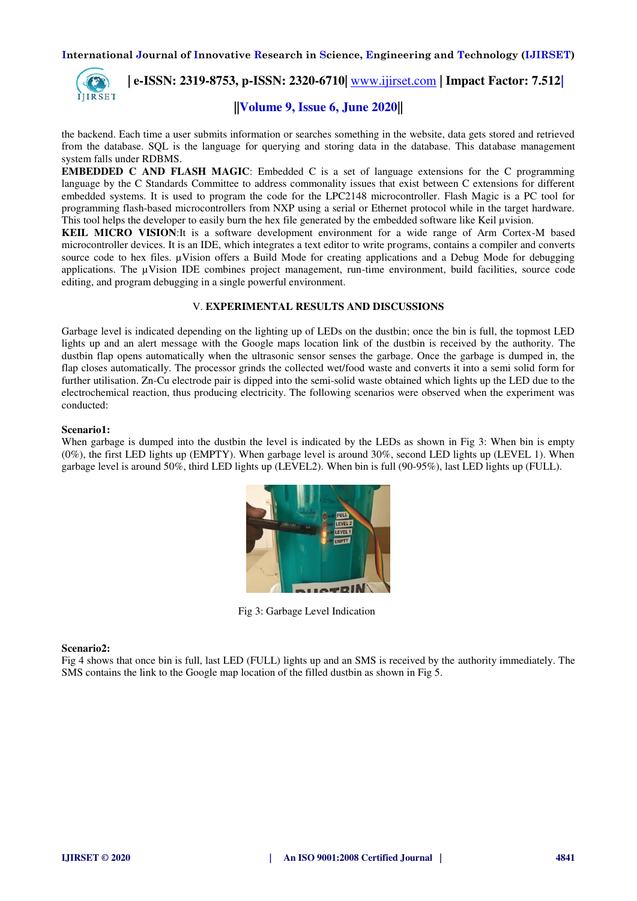the backend. Each time a user submits information or searches something in the website, data gets stored and retrieved from the database. SQL is the language for querying and storing data in the database. This database management system falls under RDBMS.

**EMBEDDED C AND FLASH MAGIC**: Embedded C is a set of language extensions for the C programming language by the C Standards Committee to address commonality issues that exist between C extensions for different embedded systems. It is used to program the code for the LPC2148 microcontroller. Flash Magic is a PC tool for programming flash-based microcontrollers from NXP using a serial or Ethernet protocol while in the target hardware. This tool helps the developer to easily burn the hex file generated by the embedded software like Keil µvision.

**KEIL MICRO VISION**:It is a software development environment for a wide range of Arm Cortex-M based microcontroller devices. It is an IDE, which integrates a text editor to write programs, contains a compiler and converts source code to hex files. µVision offers a Build Mode for creating applications and a Debug Mode for debugging applications. The µVision IDE combines project management, run-time environment, build facilities, source code editing, and program debugging in a single powerful environment.

## V. EXPERIMENTAL RESULTS AND DISCUSSIONS

Garbage level is indicated depending on the lighting up of LEDs on the dustbin; once the bin is full, the topmost LED lights up and an alert message with the Google maps location link of the dustbin is received by the authority. The dustbin flap opens automatically when the ultrasonic sensor senses the garbage. Once the garbage is dumped in, the flap closes automatically. The processor grinds the collected wet/food waste and converts it into a semi solid form for further utilisation. Zn-Cu electrode pair is dipped into the semi-solid waste obtained which lights up the LED due to the electrochemical reaction, thus producing electricity. The following scenarios were observed when the experiment was conducted:

**Scenario1:**

When garbage is dumped into the dustbin the level is indicated by the LEDs as shown in Fig 3: When bin is empty (0%), the first LED lights up (EMPTY). When garbage level is around 30%, second LED lights up (LEVEL 1). When garbage level is around 50%, third LED lights up (LEVEL2). When bin is full (90-95%), last LED lights up (FULL).

Fig 3: Garbage Level Indication

**Scenario2:**

Fig 4 shows that once bin is full, last LED (FULL) lights up and an SMS is received by the authority immediately. The SMS contains the link to the Google map location of the filled dustbin as shown in Fig 5.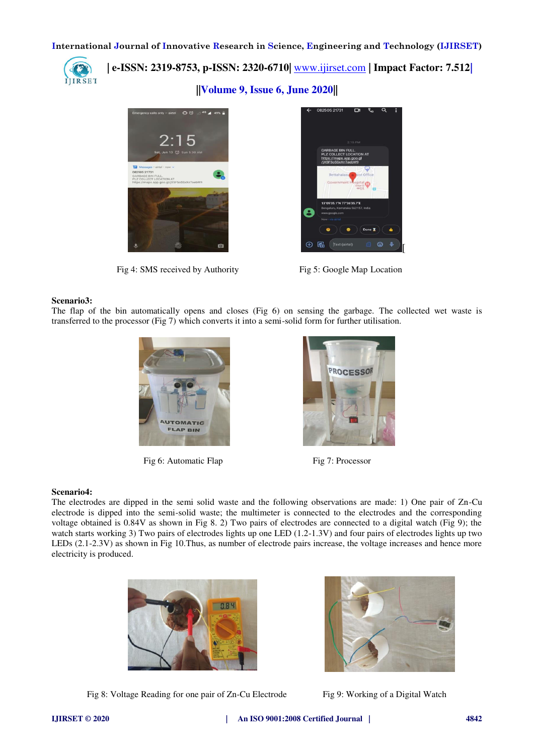Fig 4: SMS received by Authority

Fig 5: Google Map Location

**Scenario3:**

The flap of the bin automatically opens and closes (Fig 6) on sensing the garbage. The collected wet waste is transferred to the processor (Fig 7) which converts it into a semi-solid form for further utilisation.

Fig 6: Automatic Flap

Fig 7: Processor

**Scenario4:**

The electrodes are dipped in the semi solid waste and the following observations are made: 1) One pair of Zn-Cu electrode is dipped into the semi-solid waste; the multimeter is connected to the electrodes and the corresponding voltage obtained is 0.84V as shown in Fig 8. 2) Two pairs of electrodes are connected to a digital watch (Fig 9); the watch starts working 3) Two pairs of electrodes lights up one LED (1.2-1.3V) and four pairs of electrodes lights up two LEDs (2.1-2.3V) as shown in Fig 10.Thus, as number of electrode pairs increase, the voltage increases and hence more electricity is produced.

Fig 8: Voltage Reading for one pair of Zn-Cu Electrode

Fig 9: Working of a Digital Watch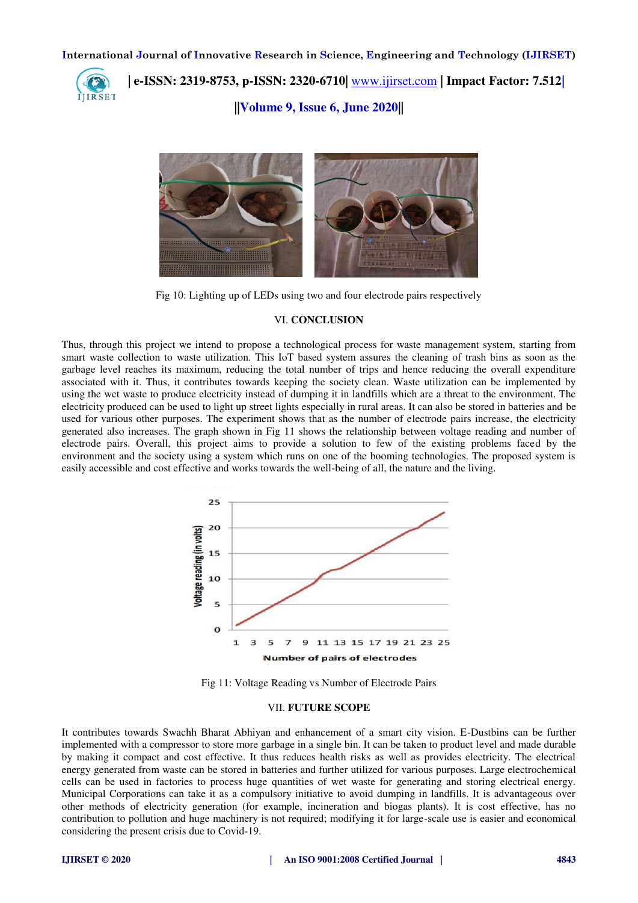Fig 10: Lighting up of LEDs using two and four electrode pairs respectively

## VI. CONCLUSION

Thus, through this project we intend to propose a technological process for waste management system, starting from smart waste collection to waste utilization. This IoT based system assures the cleaning of trash bins as soon as the garbage level reaches its maximum, reducing the total number of trips and hence reducing the overall expenditure associated with it. Thus, it contributes towards keeping the society clean. Waste utilization can be implemented by using the wet waste to produce electricity instead of dumping it in landfills which are a threat to the environment. The electricity produced can be used to light up street lights especially in rural areas. It can also be stored in batteries and be used for various other purposes. The experiment shows that as the number of electrode pairs increase, the electricity generated also increases. The graph shown in Fig 11 shows the relationship between voltage reading and number of electrode pairs. Overall, this project aims to provide a solution to few of the existing problems faced by the environment and the society using a system which runs on one of the booming technologies. The proposed system is easily accessible and cost effective and works towards the well-being of all, the nature and the living.

Fig 11: Voltage Reading vs Number of Electrode Pairs

## VII. FUTURE SCOPE

It contributes towards Swachh Bharat Abhiyan and enhancement of a smart city vision. E-Dustbins can be further implemented with a compressor to store more garbage in a single bin. It can be taken to product level and made durable by making it compact and cost effective. It thus reduces health risks as well as provides electricity. The electrical energy generated from waste can be stored in batteries and further utilized for various purposes. Large electrochemical cells can be used in factories to process huge quantities of wet waste for generating and storing electrical energy. Municipal Corporations can take it as a compulsory initiative to avoid dumping in landfills. It is advantageous over other methods of electricity generation (for example, incineration and biogas plants). It is cost effective, has no contribution to pollution and huge machinery is not required; modifying it for large-scale use is easier and economical considering the present crisis due to Covid-19.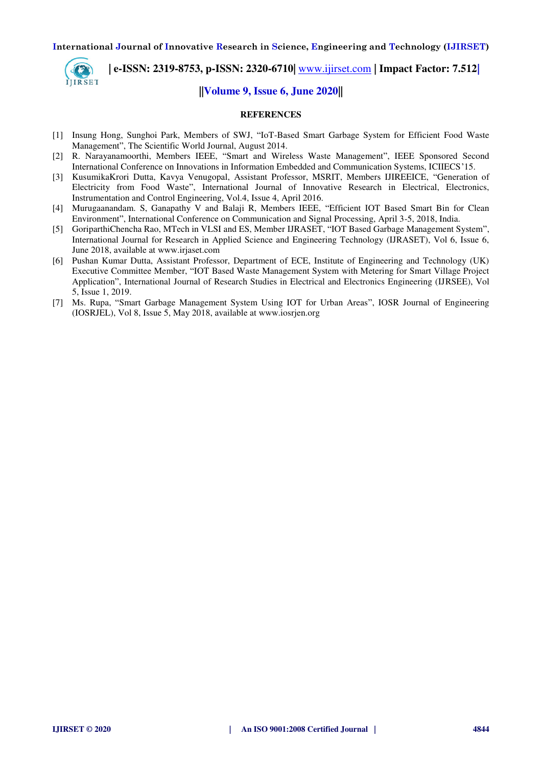## REFERENCES

[1] Insung Hong, Sunghoi Park, Members of SWJ, "IoT-Based Smart Garbage System for Efficient Food Waste Management", The Scientific World Journal, August 2014.

[2] R. Narayanamoorthi, Members IEEE, "Smart and Wireless Waste Management", IEEE Sponsored Second International Conference on Innovations in Information Embedded and Communication Systems, ICIIECS'15.

[3] KusumikaKrori Dutta, Kavya Venugopal, Assistant Professor, MSRIT, Members IJIREEICE, "Generation of Electricity from Food Waste", International Journal of Innovative Research in Electrical, Electronics, Instrumentation and Control Engineering, Vol.4, Issue 4, April 2016.

[4] Murugaanandam. S, Ganapathy V and Balaji R, Members IEEE, "Efficient IOT Based Smart Bin for Clean Environment", International Conference on Communication and Signal Processing, April 3-5, 2018, India.

[5] GoriparthiChencha Rao, MTech in VLSI and ES, Member IJRASET, "IOT Based Garbage Management System", International Journal for Research in Applied Science and Engineering Technology (IJRASET), Vol 6, Issue 6, June 2018, available at www.irjaset.com

[6] Pushan Kumar Dutta, Assistant Professor, Department of ECE, Institute of Engineering and Technology (UK) Executive Committee Member, "IOT Based Waste Management System with Metering for Smart Village Project Application", International Journal of Research Studies in Electrical and Electronics Engineering (IJRSEE), Vol 5, Issue 1, 2019.

[7] Ms. Rupa, "Smart Garbage Management System Using IOT for Urban Areas", IOSR Journal of Engineering (IOSRJEL), Vol 8, Issue 5, May 2018, available at www.iosrjen.org